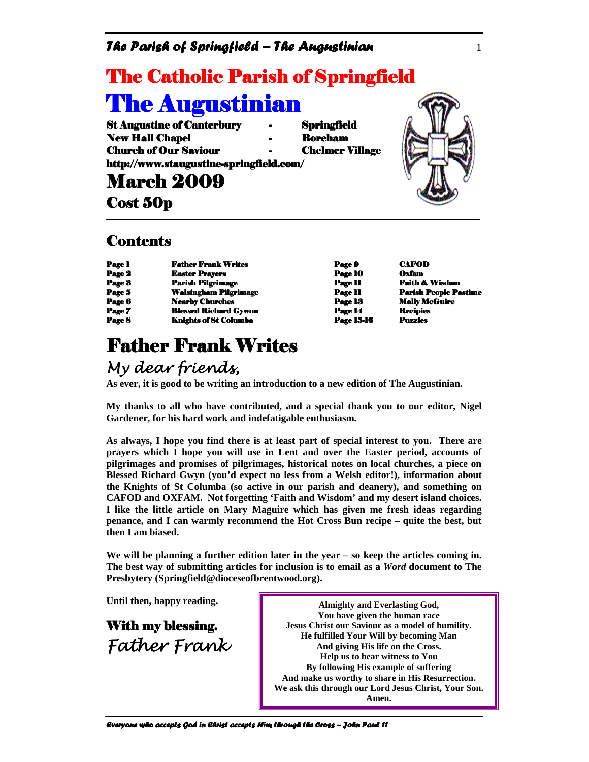# The Catholic Parish of Springfield

# The Augustinian

**St Augustine of Canterbury - Springfield**
**New Hall Chapel - Boreham**
**Church of Our Saviour - Chelmer Village**
**http://www.staugustine-springfield.com/**

## March 2009

### Cost 50p

## Contents

| | | | |
|---|---|---|---|
| Page 1 | Father Frank Writes | Page 9 | CAFOD |
| Page 2 | Easter Prayers | Page 10 | Oxfam |
| Page 3 | Parish Pilgrimage | Page 11 | Faith & Wisdom |
| Page 5 | Walsingham Pilgrimage | Page 11 | Parish People Pastime |
| Page 6 | Nearby Churches | Page 13 | Molly McGuire |
| Page 7 | Blessed Richard Gywnn | Page 14 | Recipies |
| Page 8 | Knights of St Columba | Page 15-16 | Puzzles |

# Father Frank Writes

*My dear friends,*

**As ever, it is good to be writing an introduction to a new edition of The Augustinian.**

**My thanks to all who have contributed, and a special thank you to our editor, Nigel Gardener, for his hard work and indefatigable enthusiasm.**

**As always, I hope you find there is at least part of special interest to you. There are prayers which I hope you will use in Lent and over the Easter period, accounts of pilgrimages and promises of pilgrimages, historical notes on local churches, a piece on Blessed Richard Gwyn (you'd expect no less from a Welsh editor!), information about the Knights of St Columba (so active in our parish and deanery), and something on CAFOD and OXFAM. Not forgetting 'Faith and Wisdom' and my desert island choices. I like the little article on Mary Maguire which has given me fresh ideas regarding penance, and I can warmly recommend the Hot Cross Bun recipe – quite the best, but then I am biased.**

**We will be planning a further edition later in the year – so keep the articles coming in. The best way of submitting articles for inclusion is to email as a *Word* document to The Presbytery (Springfield@dioceseofbrentwood.org).**

**Until then, happy reading.**

**With my blessing.**
*Father Frank*

> **Almighty and Everlasting God,**
> **You have given the human race**
> **Jesus Christ our Saviour as a model of humility.**
> **He fulfilled Your Will by becoming Man**
> **And giving His life on the Cross.**
> **Help us to bear witness to You**
> **By following His example of suffering**
> **And make us worthy to share in His Resurrection.**
> **We ask this through our Lord Jesus Christ, Your Son.**
> **Amen.**

*Everyone who accepts God in Christ accepts Him through the Cross – John Paul 11*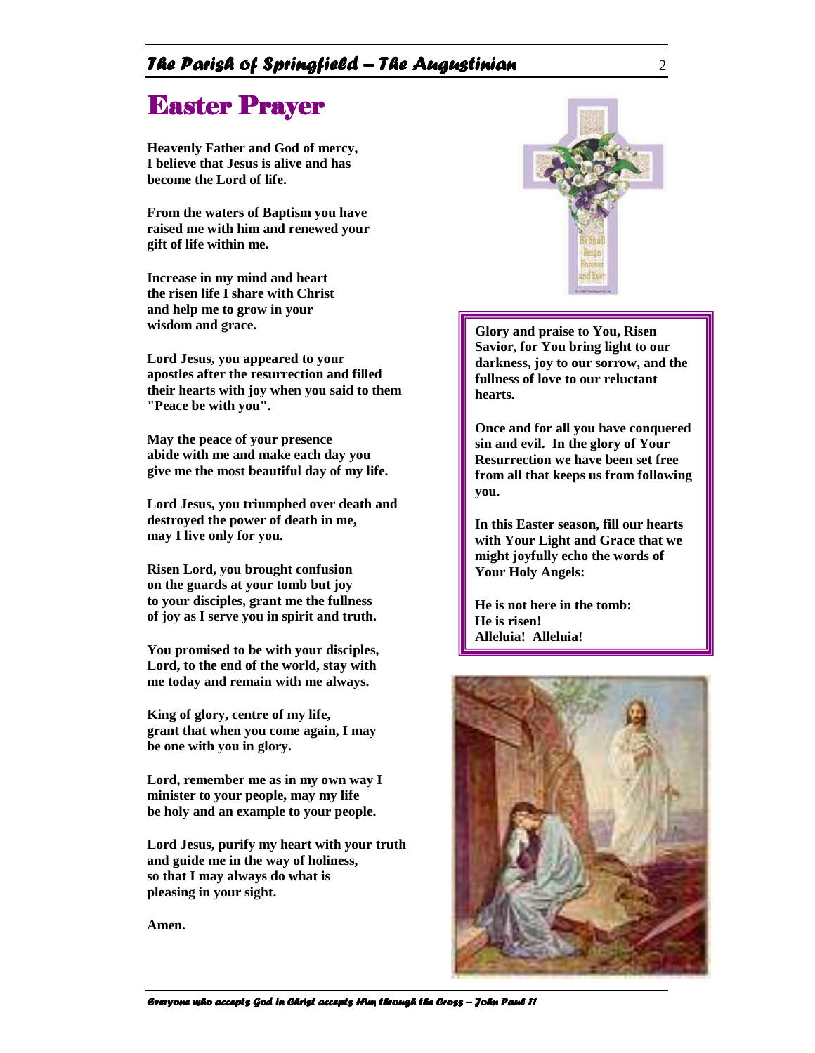# Easter Prayer

**Heavenly Father and God of mercy,
I believe that Jesus is alive and has
become the Lord of life.**

**From the waters of Baptism you have
raised me with him and renewed your
gift of life within me.**

**Increase in my mind and heart
the risen life I share with Christ
and help me to grow in your
wisdom and grace.**

**Lord Jesus, you appeared to your
apostles after the resurrection and filled
their hearts with joy when you said to them
"Peace be with you".**

**May the peace of your presence
abide with me and make each day you
give me the most beautiful day of my life.**

**Lord Jesus, you triumphed over death and
destroyed the power of death in me,
may I live only for you.**

**Risen Lord, you brought confusion
on the guards at your tomb but joy
to your disciples, grant me the fullness
of joy as I serve you in spirit and truth.**

**You promised to be with your disciples,
Lord, to the end of the world, stay with
me today and remain with me always.**

**King of glory, centre of my life,
grant that when you come again, I may
be one with you in glory.**

**Lord, remember me as in my own way I
minister to your people, may my life
be holy and an example to your people.**

**Lord Jesus, purify my heart with your truth
and guide me in the way of holiness,
so that I may always do what is
pleasing in your sight.**

**Amen.**

---

**Glory and praise to You, Risen Savior, for You bring light to our darkness, joy to our sorrow, and the fullness of love to our reluctant hearts.**

**Once and for all you have conquered sin and evil. In the glory of Your Resurrection we have been set free from all that keeps us from following you.**

**In this Easter season, fill our hearts with Your Light and Grace that we might joyfully echo the words of Your Holy Angels:**

**He is not here in the tomb:
He is risen!
Alleluia! Alleluia!**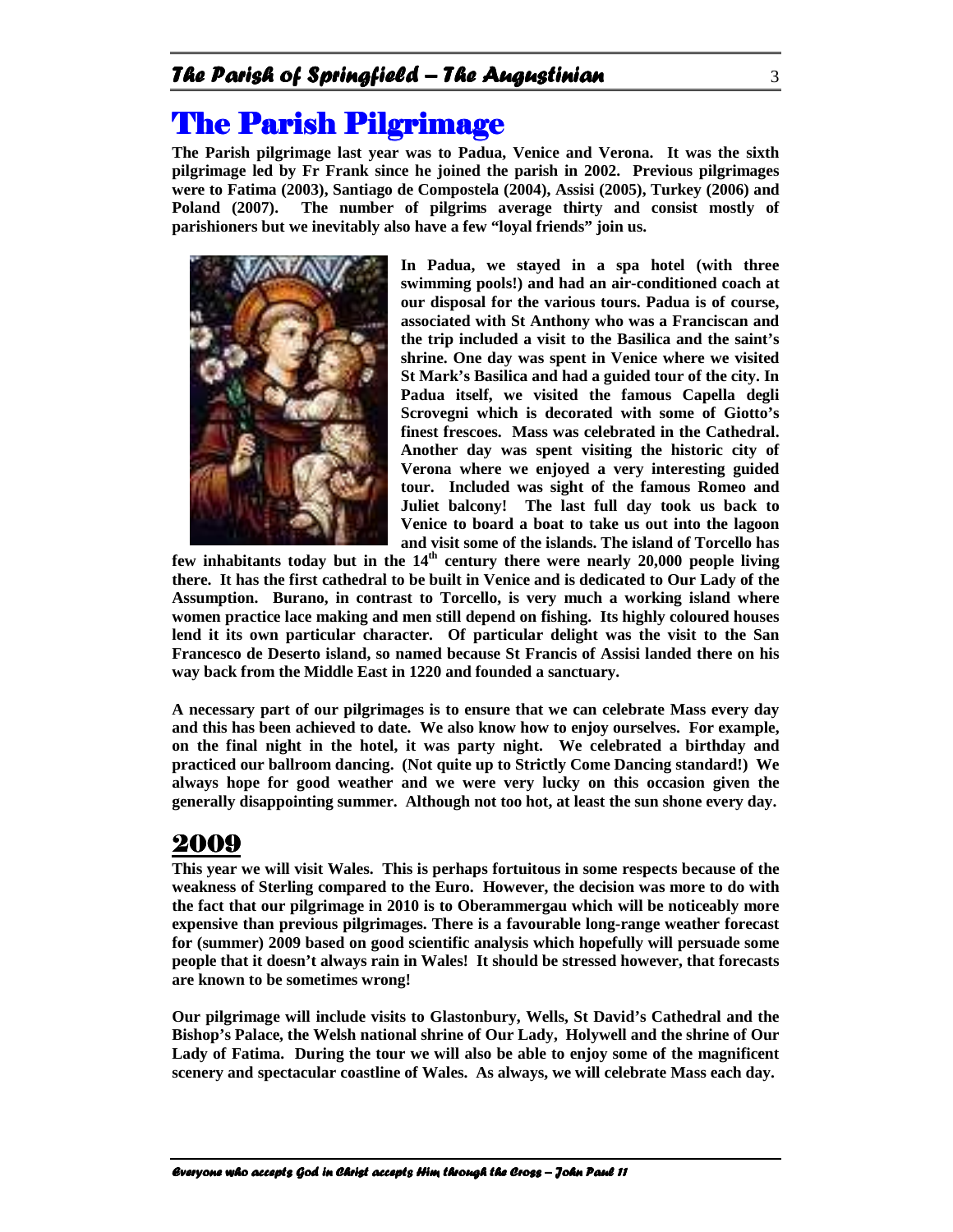# The Parish Pilgrimage

**The Parish pilgrimage last year was to Padua, Venice and Verona. It was the sixth pilgrimage led by Fr Frank since he joined the parish in 2002. Previous pilgrimages were to Fatima (2003), Santiago de Compostela (2004), Assisi (2005), Turkey (2006) and Poland (2007). The number of pilgrims average thirty and consist mostly of parishioners but we inevitably also have a few "loyal friends" join us.**

**In Padua, we stayed in a spa hotel (with three swimming pools!) and had an air-conditioned coach at our disposal for the various tours. Padua is of course, associated with St Anthony who was a Franciscan and the trip included a visit to the Basilica and the saint's shrine. One day was spent in Venice where we visited St Mark's Basilica and had a guided tour of the city. In Padua itself, we visited the famous Capella degli Scrovegni which is decorated with some of Giotto's finest frescoes. Mass was celebrated in the Cathedral. Another day was spent visiting the historic city of Verona where we enjoyed a very interesting guided tour. Included was sight of the famous Romeo and Juliet balcony! The last full day took us back to Venice to board a boat to take us out into the lagoon and visit some of the islands. The island of Torcello has few inhabitants today but in the 14th century there were nearly 20,000 people living there. It has the first cathedral to be built in Venice and is dedicated to Our Lady of the Assumption. Burano, in contrast to Torcello, is very much a working island where women practice lace making and men still depend on fishing. Its highly coloured houses lend it its own particular character. Of particular delight was the visit to the San Francesco de Deserto island, so named because St Francis of Assisi landed there on his way back from the Middle East in 1220 and founded a sanctuary.**

**A necessary part of our pilgrimages is to ensure that we can celebrate Mass every day and this has been achieved to date. We also know how to enjoy ourselves. For example, on the final night in the hotel, it was party night. We celebrated a birthday and practiced our ballroom dancing. (Not quite up to Strictly Come Dancing standard!) We always hope for good weather and we were very lucky on this occasion given the generally disappointing summer. Although not too hot, at least the sun shone every day.**

## 2009

**This year we will visit Wales. This is perhaps fortuitous in some respects because of the weakness of Sterling compared to the Euro. However, the decision was more to do with the fact that our pilgrimage in 2010 is to Oberammergau which will be noticeably more expensive than previous pilgrimages. There is a favourable long-range weather forecast for (summer) 2009 based on good scientific analysis which hopefully will persuade some people that it doesn't always rain in Wales! It should be stressed however, that forecasts are known to be sometimes wrong!**

**Our pilgrimage will include visits to Glastonbury, Wells, St David's Cathedral and the Bishop's Palace, the Welsh national shrine of Our Lady, Holywell and the shrine of Our Lady of Fatima. During the tour we will also be able to enjoy some of the magnificent scenery and spectacular coastline of Wales. As always, we will celebrate Mass each day.**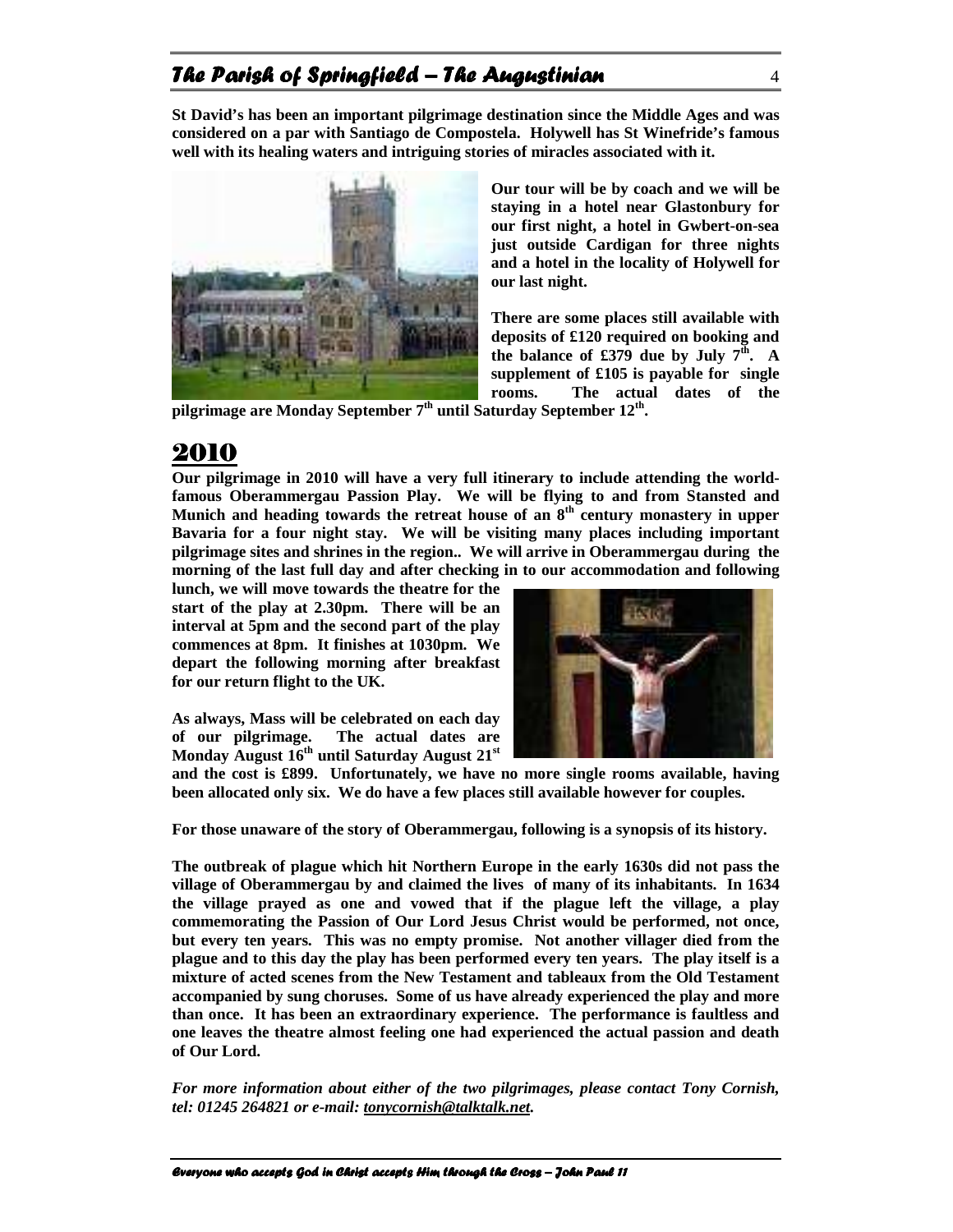**St David's has been an important pilgrimage destination since the Middle Ages and was considered on a par with Santiago de Compostela. Holywell has St Winefride's famous well with its healing waters and intriguing stories of miracles associated with it.**

**Our tour will be by coach and we will be staying in a hotel near Glastonbury for our first night, a hotel in Gwbert-on-sea just outside Cardigan for three nights and a hotel in the locality of Holywell for our last night.**

**There are some places still available with deposits of £120 required on booking and the balance of £379 due by July 7th. A supplement of £105 is payable for single rooms. The actual dates of the pilgrimage are Monday September 7th until Saturday September 12th.**

# 2010

**Our pilgrimage in 2010 will have a very full itinerary to include attending the world-famous Oberammergau Passion Play. We will be flying to and from Stansted and Munich and heading towards the retreat house of an 8th century monastery in upper Bavaria for a four night stay. We will be visiting many places including important pilgrimage sites and shrines in the region.. We will arrive in Oberammergau during the morning of the last full day and after checking in to our accommodation and following lunch, we will move towards the theatre for the start of the play at 2.30pm. There will be an interval at 5pm and the second part of the play commences at 8pm. It finishes at 1030pm. We depart the following morning after breakfast for our return flight to the UK.**

**As always, Mass will be celebrated on each day of our pilgrimage. The actual dates are Monday August 16th until Saturday August 21st and the cost is £899. Unfortunately, we have no more single rooms available, having been allocated only six. We do have a few places still available however for couples.**

**For those unaware of the story of Oberammergau, following is a synopsis of its history.**

**The outbreak of plague which hit Northern Europe in the early 1630s did not pass the village of Oberammergau by and claimed the lives of many of its inhabitants. In 1634 the village prayed as one and vowed that if the plague left the village, a play commemorating the Passion of Our Lord Jesus Christ would be performed, not once, but every ten years. This was no empty promise. Not another villager died from the plague and to this day the play has been performed every ten years. The play itself is a mixture of acted scenes from the New Testament and tableaux from the Old Testament accompanied by sung choruses. Some of us have already experienced the play and more than once. It has been an extraordinary experience. The performance is faultless and one leaves the theatre almost feeling one had experienced the actual passion and death of Our Lord.**

***For more information about either of the two pilgrimages, please contact Tony Cornish, tel: 01245 264821 or e-mail: tonycornish@talktalk.net.***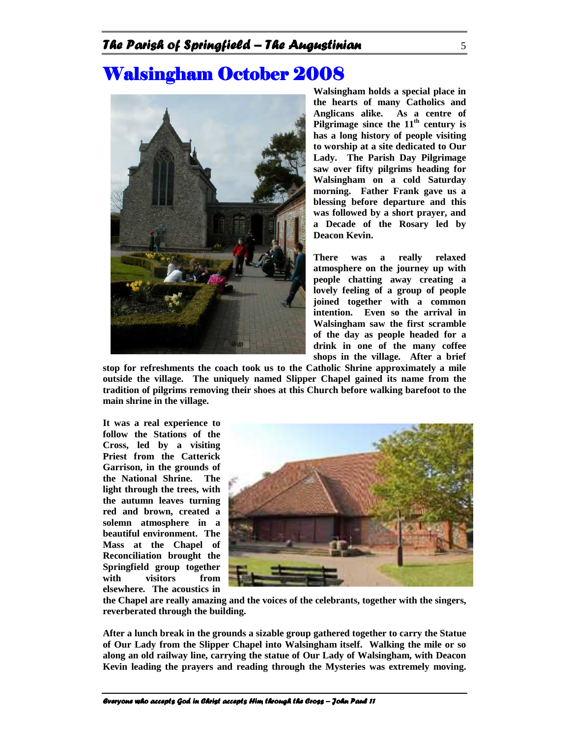# Walsingham October 2008

**Walsingham holds a special place in the hearts of many Catholics and Anglicans alike. As a centre of Pilgrimage since the 11th century is has a long history of people visiting to worship at a site dedicated to Our Lady. The Parish Day Pilgrimage saw over fifty pilgrims heading for Walsingham on a cold Saturday morning. Father Frank gave us a blessing before departure and this was followed by a short prayer, and a Decade of the Rosary led by Deacon Kevin.**

**There was a really relaxed atmosphere on the journey up with people chatting away creating a lovely feeling of a group of people joined together with a common intention. Even so the arrival in Walsingham saw the first scramble of the day as people headed for a drink in one of the many coffee shops in the village. After a brief stop for refreshments the coach took us to the Catholic Shrine approximately a mile outside the village. The uniquely named Slipper Chapel gained its name from the tradition of pilgrims removing their shoes at this Church before walking barefoot to the main shrine in the village.**

**It was a real experience to follow the Stations of the Cross, led by a visiting Priest from the Catterick Garrison, in the grounds of the National Shrine. The light through the trees, with the autumn leaves turning red and brown, created a solemn atmosphere in a beautiful environment. The Mass at the Chapel of Reconciliation brought the Springfield group together with visitors from elsewhere. The acoustics in the Chapel are really amazing and the voices of the celebrants, together with the singers, reverberated through the building.**

**After a lunch break in the grounds a sizable group gathered together to carry the Statue of Our Lady from the Slipper Chapel into Walsingham itself. Walking the mile or so along an old railway line, carrying the statue of Our Lady of Walsingham, with Deacon Kevin leading the prayers and reading through the Mysteries was extremely moving.**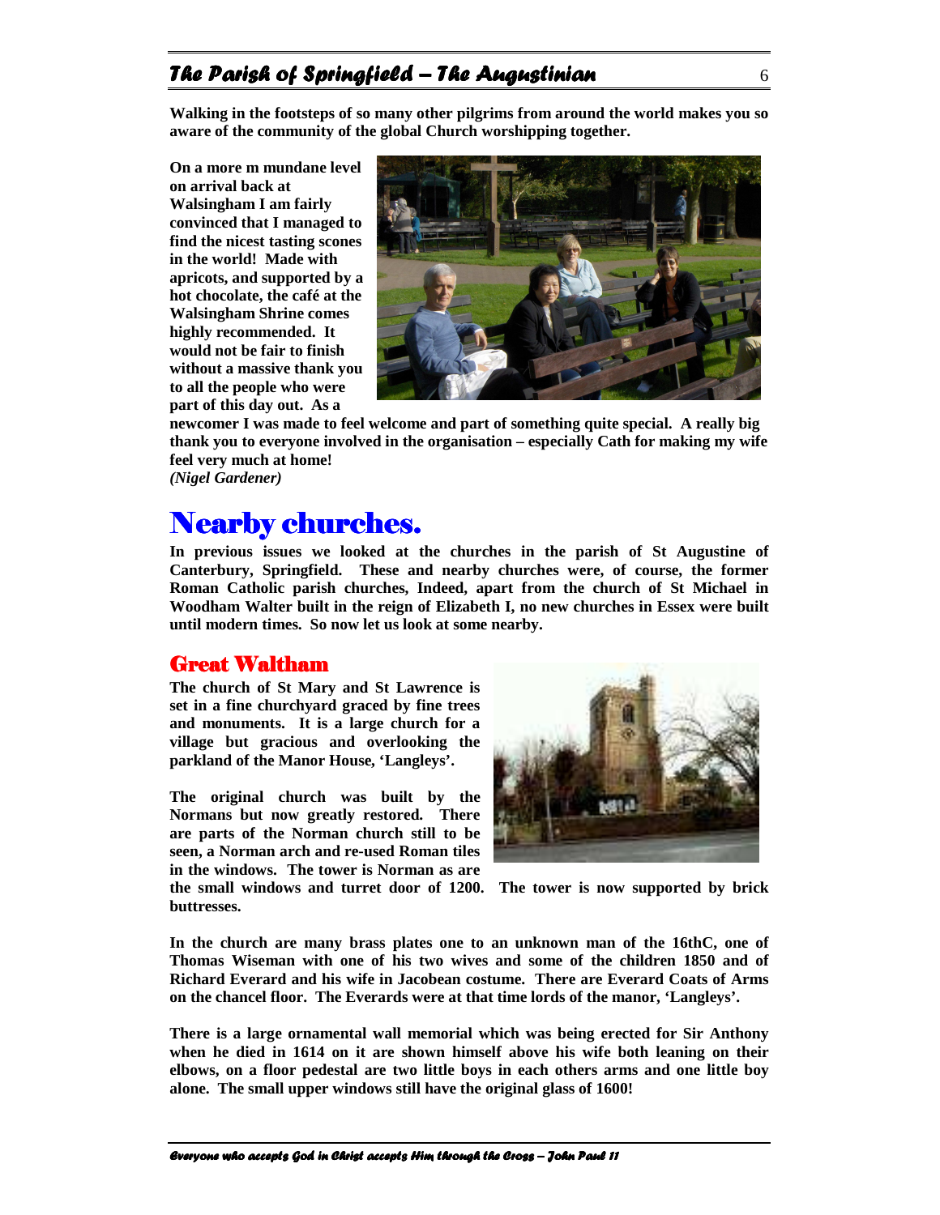**Walking in the footsteps of so many other pilgrims from around the world makes you so aware of the community of the global Church worshipping together.**

**On a more m mundane level on arrival back at Walsingham I am fairly convinced that I managed to find the nicest tasting scones in the world! Made with apricots, and supported by a hot chocolate, the café at the Walsingham Shrine comes highly recommended. It would not be fair to finish without a massive thank you to all the people who were part of this day out. As a newcomer I was made to feel welcome and part of something quite special. A really big thank you to everyone involved in the organisation – especially Cath for making my wife feel very much at home!**

***(Nigel Gardener)***

# Nearby churches.

**In previous issues we looked at the churches in the parish of St Augustine of Canterbury, Springfield. These and nearby churches were, of course, the former Roman Catholic parish churches, Indeed, apart from the church of St Michael in Woodham Walter built in the reign of Elizabeth I, no new churches in Essex were built until modern times. So now let us look at some nearby.**

## Great Waltham

**The church of St Mary and St Lawrence is set in a fine churchyard graced by fine trees and monuments. It is a large church for a village but gracious and overlooking the parkland of the Manor House, 'Langleys'.**

**The original church was built by the Normans but now greatly restored. There are parts of the Norman church still to be seen, a Norman arch and re-used Roman tiles in the windows. The tower is Norman as are the small windows and turret door of 1200. The tower is now supported by brick buttresses.**

**In the church are many brass plates one to an unknown man of the 16thC, one of Thomas Wiseman with one of his two wives and some of the children 1850 and of Richard Everard and his wife in Jacobean costume. There are Everard Coats of Arms on the chancel floor. The Everards were at that time lords of the manor, 'Langleys'.**

**There is a large ornamental wall memorial which was being erected for Sir Anthony when he died in 1614 on it are shown himself above his wife both leaning on their elbows, on a floor pedestal are two little boys in each others arms and one little boy alone. The small upper windows still have the original glass of 1600!**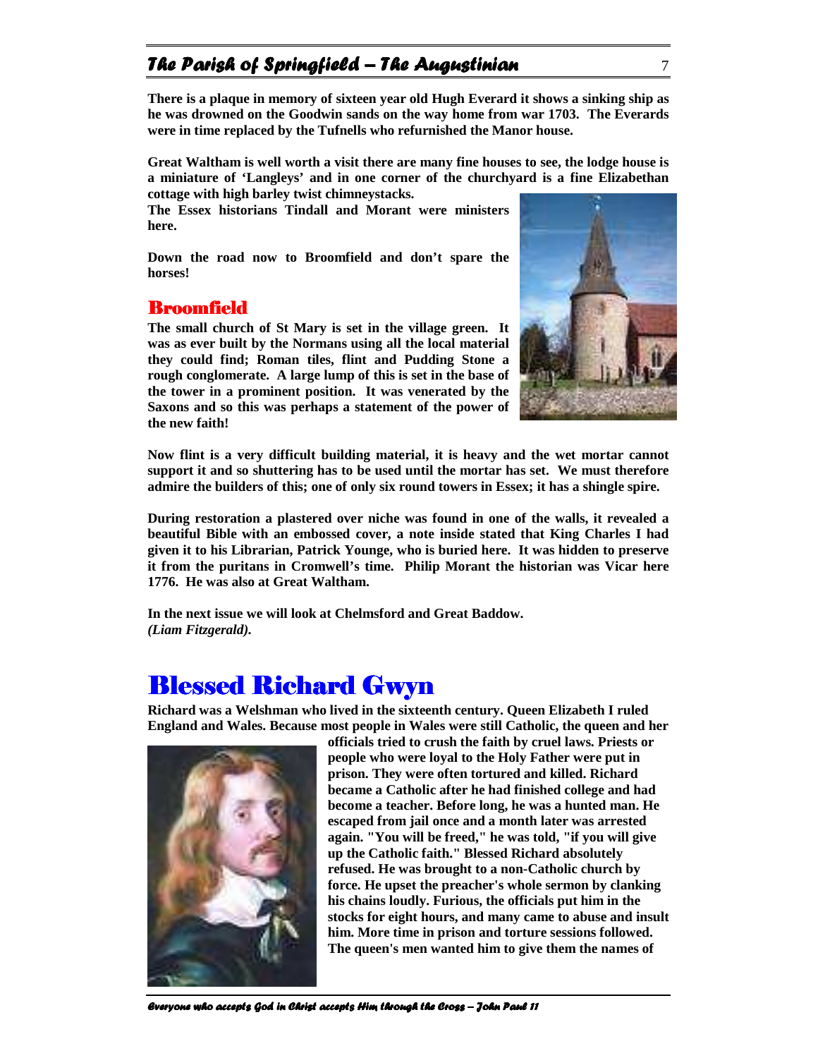**There is a plaque in memory of sixteen year old Hugh Everard it shows a sinking ship as he was drowned on the Goodwin sands on the way home from war 1703. The Everards were in time replaced by the Tufnells who refurnished the Manor house.**

**Great Waltham is well worth a visit there are many fine houses to see, the lodge house is a miniature of 'Langleys' and in one corner of the churchyard is a fine Elizabethan cottage with high barley twist chimneystacks.**

**The Essex historians Tindall and Morant were ministers here.**

**Down the road now to Broomfield and don't spare the horses!**

## Broomfield

**The small church of St Mary is set in the village green. It was as ever built by the Normans using all the local material they could find; Roman tiles, flint and Pudding Stone a rough conglomerate. A large lump of this is set in the base of the tower in a prominent position. It was venerated by the Saxons and so this was perhaps a statement of the power of the new faith!**

**Now flint is a very difficult building material, it is heavy and the wet mortar cannot support it and so shuttering has to be used until the mortar has set. We must therefore admire the builders of this; one of only six round towers in Essex; it has a shingle spire.**

**During restoration a plastered over niche was found in one of the walls, it revealed a beautiful Bible with an embossed cover, a note inside stated that King Charles I had given it to his Librarian, Patrick Younge, who is buried here. It was hidden to preserve it from the puritans in Cromwell's time. Philip Morant the historian was Vicar here 1776. He was also at Great Waltham.**

**In the next issue we will look at Chelmsford and Great Baddow.**
***(Liam Fitzgerald).***

# Blessed Richard Gwyn

**Richard was a Welshman who lived in the sixteenth century. Queen Elizabeth I ruled England and Wales. Because most people in Wales were still Catholic, the queen and her officials tried to crush the faith by cruel laws. Priests or people who were loyal to the Holy Father were put in prison. They were often tortured and killed. Richard became a Catholic after he had finished college and had become a teacher. Before long, he was a hunted man. He escaped from jail once and a month later was arrested again. "You will be freed," he was told, "if you will give up the Catholic faith." Blessed Richard absolutely refused. He was brought to a non-Catholic church by force. He upset the preacher's whole sermon by clanking his chains loudly. Furious, the officials put him in the stocks for eight hours, and many came to abuse and insult him. More time in prison and torture sessions followed. The queen's men wanted him to give them the names of**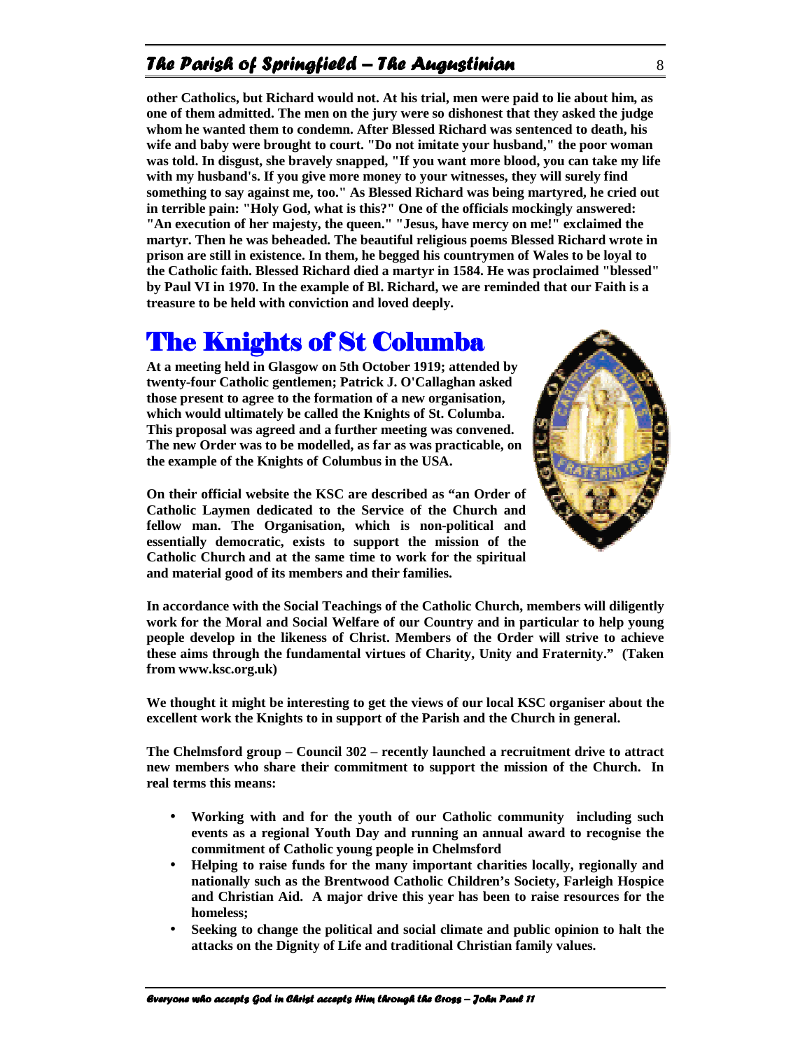**other Catholics, but Richard would not. At his trial, men were paid to lie about him, as one of them admitted. The men on the jury were so dishonest that they asked the judge whom he wanted them to condemn. After Blessed Richard was sentenced to death, his wife and baby were brought to court. "Do not imitate your husband," the poor woman was told. In disgust, she bravely snapped, "If you want more blood, you can take my life with my husband's. If you give more money to your witnesses, they will surely find something to say against me, too." As Blessed Richard was being martyred, he cried out in terrible pain: "Holy God, what is this?" One of the officials mockingly answered: "An execution of her majesty, the queen." "Jesus, have mercy on me!" exclaimed the martyr. Then he was beheaded. The beautiful religious poems Blessed Richard wrote in prison are still in existence. In them, he begged his countrymen of Wales to be loyal to the Catholic faith. Blessed Richard died a martyr in 1584. He was proclaimed "blessed" by Paul VI in 1970. In the example of Bl. Richard, we are reminded that our Faith is a treasure to be held with conviction and loved deeply.**

# The Knights of St Columba

**At a meeting held in Glasgow on 5th October 1919; attended by twenty-four Catholic gentlemen; Patrick J. O'Callaghan asked those present to agree to the formation of a new organisation, which would ultimately be called the Knights of St. Columba. This proposal was agreed and a further meeting was convened. The new Order was to be modelled, as far as was practicable, on the example of the Knights of Columbus in the USA.**

**On their official website the KSC are described as "an Order of Catholic Laymen dedicated to the Service of the Church and fellow man. The Organisation, which is non-political and essentially democratic, exists to support the mission of the Catholic Church and at the same time to work for the spiritual and material good of its members and their families.**

**In accordance with the Social Teachings of the Catholic Church, members will diligently work for the Moral and Social Welfare of our Country and in particular to help young people develop in the likeness of Christ. Members of the Order will strive to achieve these aims through the fundamental virtues of Charity, Unity and Fraternity." (Taken from www.ksc.org.uk)**

**We thought it might be interesting to get the views of our local KSC organiser about the excellent work the Knights to in support of the Parish and the Church in general.**

**The Chelmsford group – Council 302 – recently launched a recruitment drive to attract new members who share their commitment to support the mission of the Church. In real terms this means:**

- **Working with and for the youth of our Catholic community including such events as a regional Youth Day and running an annual award to recognise the commitment of Catholic young people in Chelmsford**
- **Helping to raise funds for the many important charities locally, regionally and nationally such as the Brentwood Catholic Children's Society, Farleigh Hospice and Christian Aid. A major drive this year has been to raise resources for the homeless;**
- **Seeking to change the political and social climate and public opinion to halt the attacks on the Dignity of Life and traditional Christian family values.**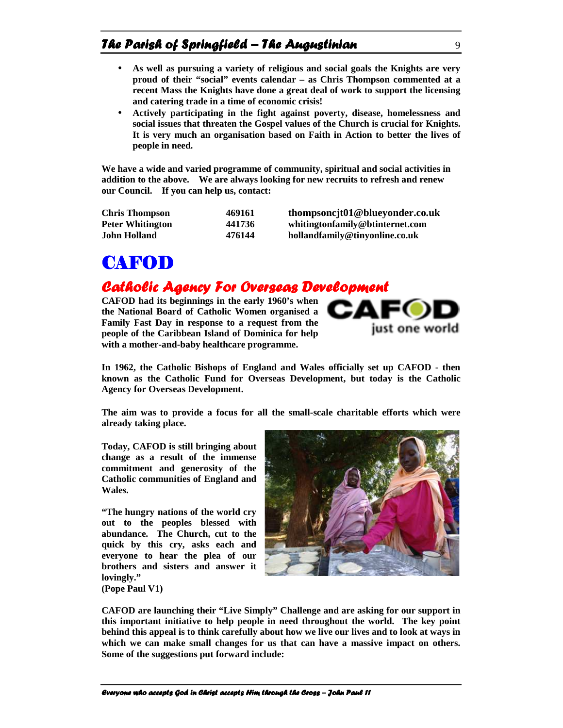- **As well as pursuing a variety of religious and social goals the Knights are very proud of their "social" events calendar – as Chris Thompson commented at a recent Mass the Knights have done a great deal of work to support the licensing and catering trade in a time of economic crisis!**
- **Actively participating in the fight against poverty, disease, homelessness and social issues that threaten the Gospel values of the Church is crucial for Knights. It is very much an organisation based on Faith in Action to better the lives of people in need.**

**We have a wide and varied programme of community, spiritual and social activities in addition to the above. We are always looking for new recruits to refresh and renew our Council. If you can help us, contact:**

| | | |
|---|---|---|
| **Chris Thompson** | **469161** | **thompsoncjt01@blueyonder.co.uk** |
| **Peter Whitington** | **441736** | **whitingtonfamily@btinternet.com** |
| **John Holland** | **476144** | **hollandfamily@tinyonline.co.uk** |

# CAFOD

## *Catholic Agency For Overseas Development*

**CAFOD had its beginnings in the early 1960's when the National Board of Catholic Women organised a Family Fast Day in response to a request from the people of the Caribbean Island of Dominica for help with a mother-and-baby healthcare programme.**

**In 1962, the Catholic Bishops of England and Wales officially set up CAFOD - then known as the Catholic Fund for Overseas Development, but today is the Catholic Agency for Overseas Development.**

**The aim was to provide a focus for all the small-scale charitable efforts which were already taking place.**

**Today, CAFOD is still bringing about change as a result of the immense commitment and generosity of the Catholic communities of England and Wales.**

**"The hungry nations of the world cry out to the peoples blessed with abundance. The Church, cut to the quick by this cry, asks each and everyone to hear the plea of our brothers and sisters and answer it lovingly."**
**(Pope Paul V1)**

**CAFOD are launching their "Live Simply" Challenge and are asking for our support in this important initiative to help people in need throughout the world. The key point behind this appeal is to think carefully about how we live our lives and to look at ways in which we can make small changes for us that can have a massive impact on others. Some of the suggestions put forward include:**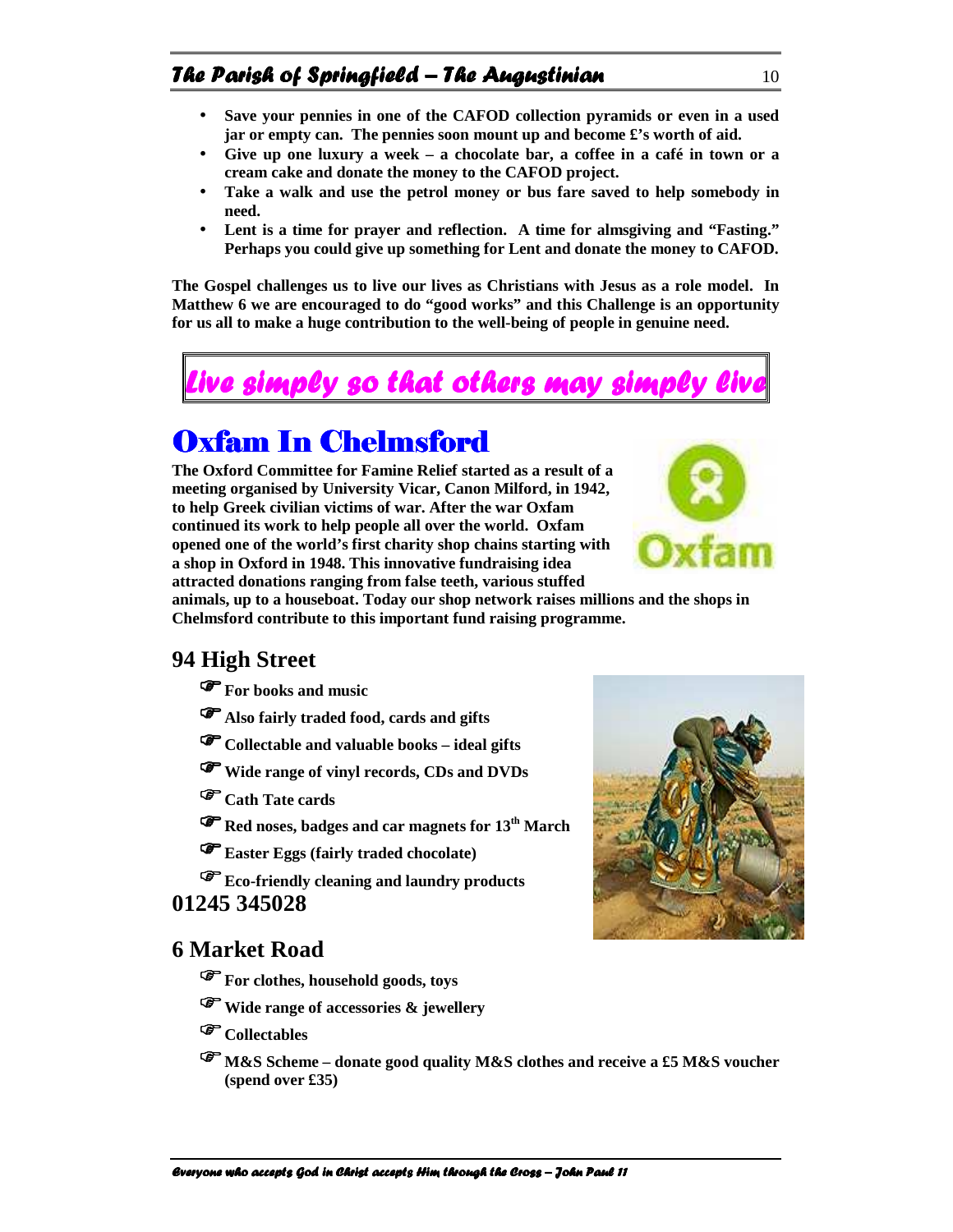- **Save your pennies in one of the CAFOD collection pyramids or even in a used jar or empty can. The pennies soon mount up and become £'s worth of aid.**
- **Give up one luxury a week – a chocolate bar, a coffee in a café in town or a cream cake and donate the money to the CAFOD project.**
- **Take a walk and use the petrol money or bus fare saved to help somebody in need.**
- **Lent is a time for prayer and reflection. A time for almsgiving and "Fasting." Perhaps you could give up something for Lent and donate the money to CAFOD.**

**The Gospel challenges us to live our lives as Christians with Jesus as a role model. In Matthew 6 we are encouraged to do "good works" and this Challenge is an opportunity for us all to make a huge contribution to the well-being of people in genuine need.**

***Live simply so that others may simply live***

# Oxfam In Chelmsford

**The Oxford Committee for Famine Relief started as a result of a meeting organised by University Vicar, Canon Milford, in 1942, to help Greek civilian victims of war. After the war Oxfam continued its work to help people all over the world. Oxfam opened one of the world's first charity shop chains starting with a shop in Oxford in 1948. This innovative fundraising idea attracted donations ranging from false teeth, various stuffed animals, up to a houseboat. Today our shop network raises millions and the shops in Chelmsford contribute to this important fund raising programme.**

## 94 High Street

- **For books and music**
- **Also fairly traded food, cards and gifts**
- **Collectable and valuable books – ideal gifts**
- **Wide range of vinyl records, CDs and DVDs**
- **Cath Tate cards**
- **Red noses, badges and car magnets for 13th March**
- **Easter Eggs (fairly traded chocolate)**
- **Eco-friendly cleaning and laundry products**

**01245 345028**

## 6 Market Road

- **For clothes, household goods, toys**
- **Wide range of accessories & jewellery**
- **Collectables**
- **M&S Scheme – donate good quality M&S clothes and receive a £5 M&S voucher (spend over £35)**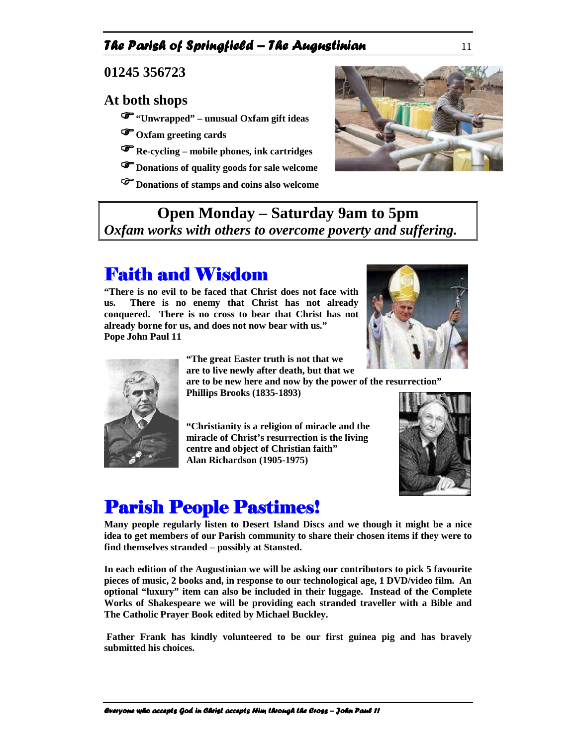**01245 356723**

## At both shops

- **"Unwrapped" – unusual Oxfam gift ideas**
- **Oxfam greeting cards**
- **Re-cycling – mobile phones, ink cartridges**
- **Donations of quality goods for sale welcome**
- **Donations of stamps and coins also welcome**

**Open Monday – Saturday 9am to 5pm**
***Oxfam works with others to overcome poverty and suffering.***

# Faith and Wisdom

**"There is no evil to be faced that Christ does not face with us. There is no enemy that Christ has not already conquered. There is no cross to bear that Christ has not already borne for us, and does not now bear with us."**
**Pope John Paul 11**

**"The great Easter truth is not that we are to live newly after death, but that we are to be new here and now by the power of the resurrection"**
**Phillips Brooks (1835-1893)**

**"Christianity is a religion of miracle and the miracle of Christ's resurrection is the living centre and object of Christian faith"**
**Alan Richardson (1905-1975)**

# Parish People Pastimes!

**Many people regularly listen to Desert Island Discs and we though it might be a nice idea to get members of our Parish community to share their chosen items if they were to find themselves stranded – possibly at Stansted.**

**In each edition of the Augustinian we will be asking our contributors to pick 5 favourite pieces of music, 2 books and, in response to our technological age, 1 DVD/video film. An optional "luxury" item can also be included in their luggage. Instead of the Complete Works of Shakespeare we will be providing each stranded traveller with a Bible and The Catholic Prayer Book edited by Michael Buckley.**

**Father Frank has kindly volunteered to be our first guinea pig and has bravely submitted his choices.**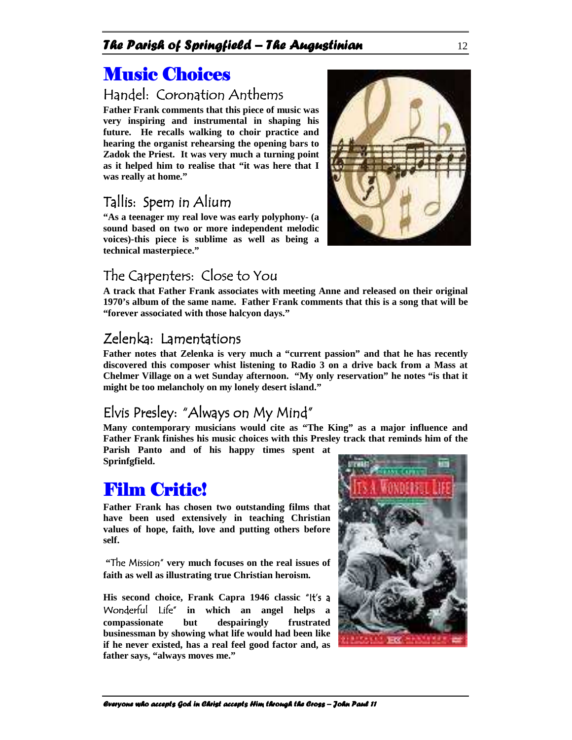# Music Choices

## Handel: Coronation Anthems

**Father Frank comments that this piece of music was very inspiring and instrumental in shaping his future. He recalls walking to choir practice and hearing the organist rehearsing the opening bars to Zadok the Priest. It was very much a turning point as it helped him to realise that "it was here that I was really at home."**

## Tallis: Spem in Alium

**"As a teenager my real love was early polyphony- (a sound based on two or more independent melodic voices)-this piece is sublime as well as being a technical masterpiece."**

## The Carpenters: Close to You

**A track that Father Frank associates with meeting Anne and released on their original 1970's album of the same name. Father Frank comments that this is a song that will be "forever associated with those halcyon days."**

## Zelenka: Lamentations

**Father notes that Zelenka is very much a "current passion" and that he has recently discovered this composer whist listening to Radio 3 on a drive back from a Mass at Chelmer Village on a wet Sunday afternoon. "My only reservation" he notes "is that it might be too melancholy on my lonely desert island."**

## Elvis Presley: "Always on My Mind"

**Many contemporary musicians would cite as "The King" as a major influence and Father Frank finishes his music choices with this Presley track that reminds him of the Parish Panto and of his happy times spent at Sprinfgfield.**

# Film Critic!

**Father Frank has chosen two outstanding films that have been used extensively in teaching Christian values of hope, faith, love and putting others before self.**

**"**The Mission" **very much focuses on the real issues of faith as well as illustrating true Christian heroism.**

**His second choice, Frank Capra 1946 classic** "It's a Wonderful Life" **in which an angel helps a compassionate but despairingly frustrated businessman by showing what life would had been like if he never existed, has a real feel good factor and, as father says, "always moves me."**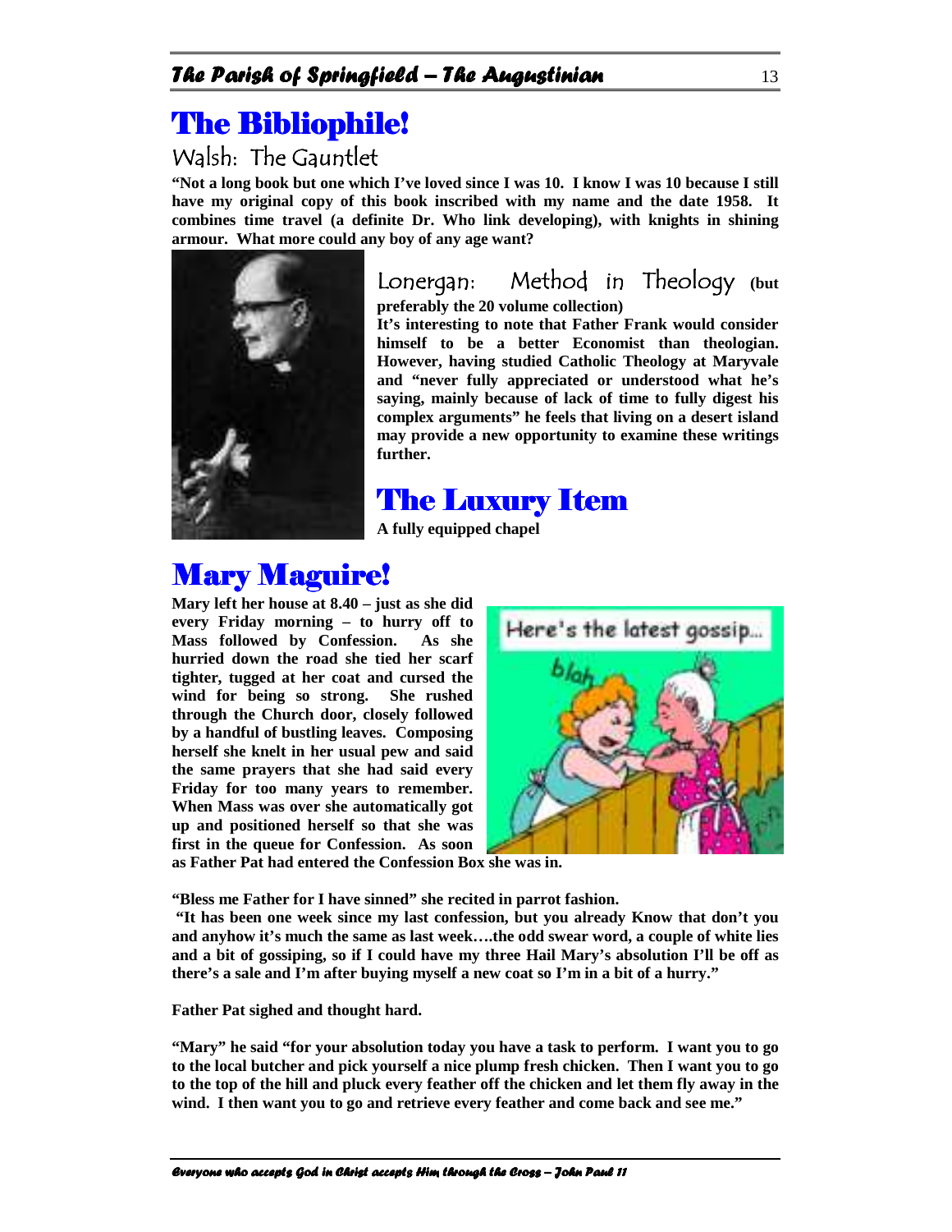# The Bibliophile!

## Walsh: The Gauntlet

**"Not a long book but one which I've loved since I was 10. I know I was 10 because I still have my original copy of this book inscribed with my name and the date 1958. It combines time travel (a definite Dr. Who link developing), with knights in shining armour. What more could any boy of any age want?**

## Lonergan: Method in Theology **(but preferably the 20 volume collection)**

**It's interesting to note that Father Frank would consider himself to be a better Economist than theologian. However, having studied Catholic Theology at Maryvale and "never fully appreciated or understood what he's saying, mainly because of lack of time to fully digest his complex arguments" he feels that living on a desert island may provide a new opportunity to examine these writings further.**

# The Luxury Item

**A fully equipped chapel**

# Mary Maguire!

**Mary left her house at 8.40 – just as she did every Friday morning – to hurry off to Mass followed by Confession. As she hurried down the road she tied her scarf tighter, tugged at her coat and cursed the wind for being so strong. She rushed through the Church door, closely followed by a handful of bustling leaves. Composing herself she knelt in her usual pew and said the same prayers that she had said every Friday for too many years to remember. When Mass was over she automatically got up and positioned herself so that she was first in the queue for Confession. As soon as Father Pat had entered the Confession Box she was in.**

**"Bless me Father for I have sinned" she recited in parrot fashion.**

**"It has been one week since my last confession, but you already Know that don't you and anyhow it's much the same as last week….the odd swear word, a couple of white lies and a bit of gossiping, so if I could have my three Hail Mary's absolution I'll be off as there's a sale and I'm after buying myself a new coat so I'm in a bit of a hurry."**

**Father Pat sighed and thought hard.**

**"Mary" he said "for your absolution today you have a task to perform. I want you to go to the local butcher and pick yourself a nice plump fresh chicken. Then I want you to go to the top of the hill and pluck every feather off the chicken and let them fly away in the wind. I then want you to go and retrieve every feather and come back and see me."**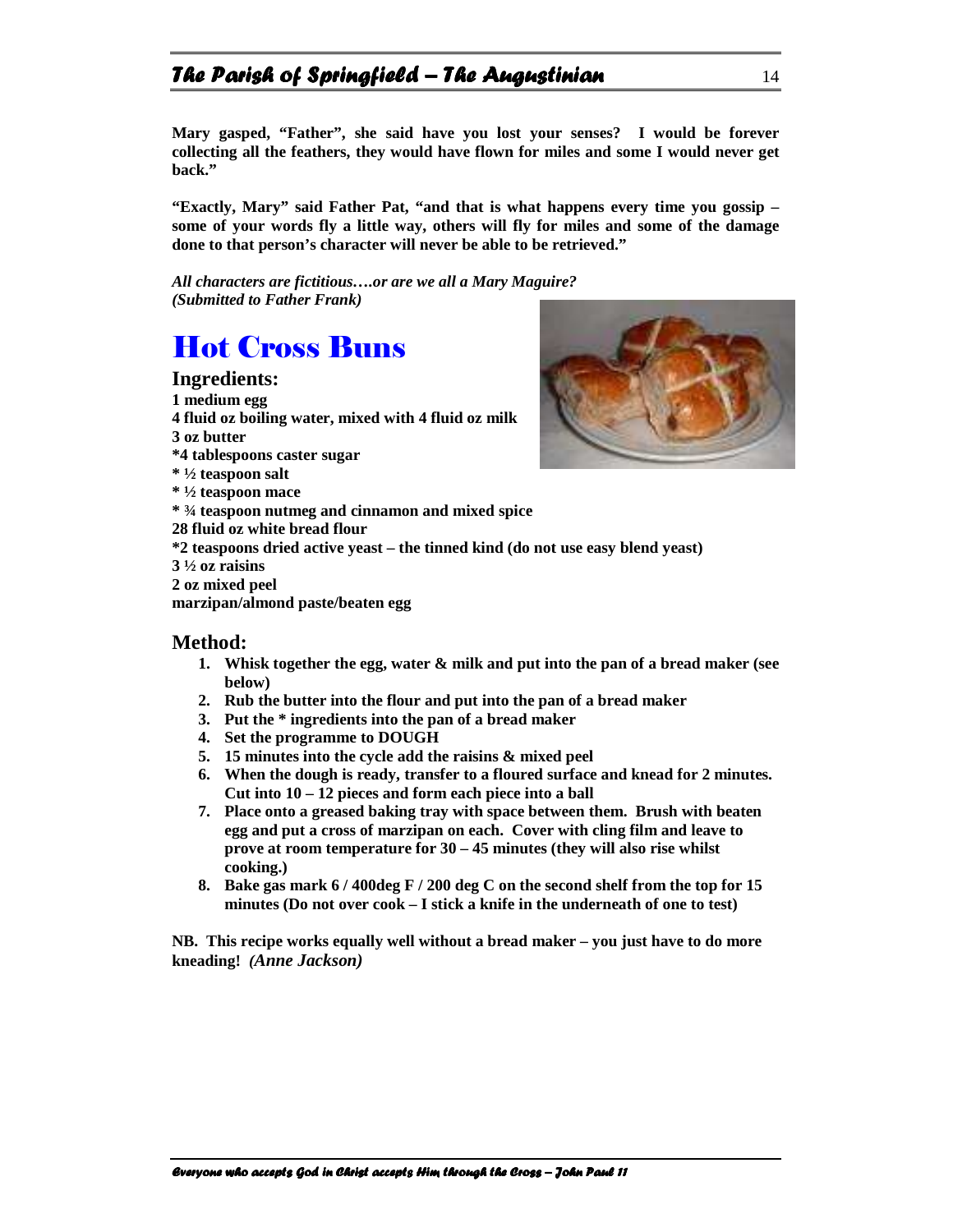**Mary gasped, "Father", she said have you lost your senses? I would be forever collecting all the feathers, they would have flown for miles and some I would never get back."**

**"Exactly, Mary" said Father Pat, "and that is what happens every time you gossip – some of your words fly a little way, others will fly for miles and some of the damage done to that person's character will never be able to be retrieved."**

***All characters are fictitious….or are we all a Mary Maguire?***
***(Submitted to Father Frank)***

# Hot Cross Buns

## Ingredients:

**1 medium egg**
**4 fluid oz boiling water, mixed with 4 fluid oz milk**
**3 oz butter**
**\*4 tablespoons caster sugar**
**\* ½ teaspoon salt**
**\* ½ teaspoon mace**
**\* ¾ teaspoon nutmeg and cinnamon and mixed spice**
**28 fluid oz white bread flour**
**\*2 teaspoons dried active yeast – the tinned kind (do not use easy blend yeast)**
**3 ½ oz raisins**
**2 oz mixed peel**
**marzipan/almond paste/beaten egg**

## Method:

1. **Whisk together the egg, water & milk and put into the pan of a bread maker (see below)**
2. **Rub the butter into the flour and put into the pan of a bread maker**
3. **Put the * ingredients into the pan of a bread maker**
4. **Set the programme to DOUGH**
5. **15 minutes into the cycle add the raisins & mixed peel**
6. **When the dough is ready, transfer to a floured surface and knead for 2 minutes. Cut into 10 – 12 pieces and form each piece into a ball**
7. **Place onto a greased baking tray with space between them. Brush with beaten egg and put a cross of marzipan on each. Cover with cling film and leave to prove at room temperature for 30 – 45 minutes (they will also rise whilst cooking.)**
8. **Bake gas mark 6 / 400deg F / 200 deg C on the second shelf from the top for 15 minutes (Do not over cook – I stick a knife in the underneath of one to test)**

**NB. This recipe works equally well without a bread maker – you just have to do more kneading!** ***(Anne Jackson)***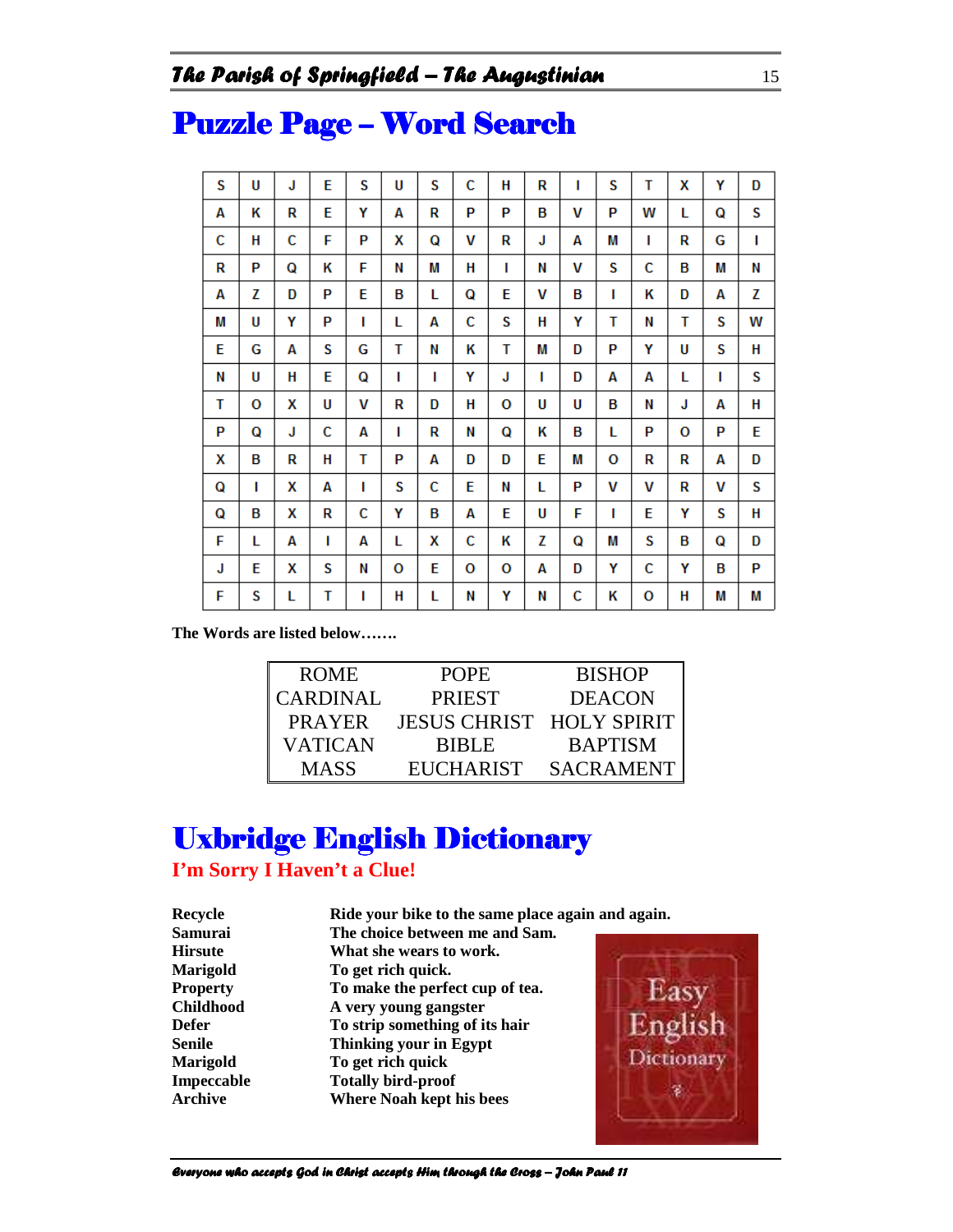# Puzzle Page – Word Search

| | | | | | | | | | | | | | | | |
|---|---|---|---|---|---|---|---|---|---|---|---|---|---|---|---|
| S | U | J | E | S | U | S | C | H | R | I | S | T | X | Y | D |
| A | K | R | E | Y | A | R | P | P | B | V | P | W | L | Q | S |
| C | H | C | F | P | X | Q | V | R | J | A | M | I | R | G | I |
| R | P | Q | K | F | N | M | H | I | N | V | S | C | B | M | N |
| A | Z | D | P | E | B | L | Q | E | V | B | I | K | D | A | Z |
| M | U | Y | P | I | L | A | C | S | H | Y | T | N | T | S | W |
| E | G | A | S | G | T | N | K | T | M | D | P | Y | U | S | H |
| N | U | H | E | Q | I | I | Y | J | I | D | A | A | L | I | S |
| T | O | X | U | V | R | D | H | O | U | U | B | N | J | A | H |
| P | Q | J | C | A | I | R | N | Q | K | B | L | P | O | P | E |
| X | B | R | H | T | P | A | D | D | E | M | O | R | R | A | D |
| Q | I | X | A | I | S | C | E | N | L | P | V | V | R | V | S |
| Q | B | X | R | C | Y | B | A | E | U | F | I | E | Y | S | H |
| F | L | A | I | A | L | X | C | K | Z | Q | M | S | B | Q | D |
| J | E | X | S | N | O | E | O | O | A | D | Y | C | Y | B | P |
| F | S | L | T | I | H | L | N | Y | N | C | K | O | H | M | M |

**The Words are listed below…….**

| | | |
|---|---|---|
| ROME | POPE | BISHOP |
| CARDINAL | PRIEST | DEACON |
| PRAYER | JESUS CHRIST | HOLY SPIRIT |
| VATICAN | BIBLE | BAPTISM |
| MASS | EUCHARIST | SACRAMENT |

# Uxbridge English Dictionary

**I'm Sorry I Haven't a Clue!**

| | |
|---|---|
| **Recycle** | **Ride your bike to the same place again and again.** |
| **Samurai** | **The choice between me and Sam.** |
| **Hirsute** | **What she wears to work.** |
| **Marigold** | **To get rich quick.** |
| **Property** | **To make the perfect cup of tea.** |
| **Childhood** | **A very young gangster** |
| **Defer** | **To strip something of its hair** |
| **Senile** | **Thinking your in Egypt** |
| **Marigold** | **To get rich quick** |
| **Impeccable** | **Totally bird-proof** |
| **Archive** | **Where Noah kept his bees** |

Easy English Dictionary

*Everyone who accepts God in Christ accepts Him through the Cross – John Paul II*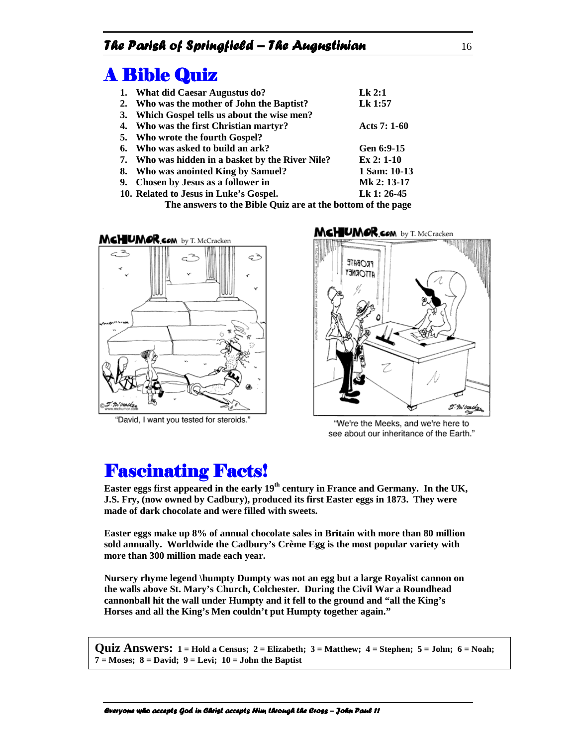# A Bible Quiz

| | | |
|---|---|---|
| 1. | What did Caesar Augustus do? | Lk 2:1 |
| 2. | Who was the mother of John the Baptist? | Lk 1:57 |
| 3. | Which Gospel tells us about the wise men? | |
| 4. | Who was the first Christian martyr? | Acts 7: 1-60 |
| 5. | Who wrote the fourth Gospel? | |
| 6. | Who was asked to build an ark? | Gen 6:9-15 |
| 7. | Who was hidden in a basket by the River Nile? | Ex 2: 1-10 |
| 8. | Who was anointed King by Samuel? | 1 Sam: 10-13 |
| 9. | Chosen by Jesus as a follower in | Mk 2: 13-17 |
| 10. | Related to Jesus in Luke's Gospel. | Lk 1: 26-45 |

**The answers to the Bible Quiz are at the bottom of the page**

"David, I want you tested for steroids."

"We're the Meeks, and we're here to see about our inheritance of the Earth."

# Fascinating Facts!

**Easter eggs first appeared in the early 19th century in France and Germany. In the UK, J.S. Fry, (now owned by Cadbury), produced its first Easter eggs in 1873. They were made of dark chocolate and were filled with sweets.**

**Easter eggs make up 8% of annual chocolate sales in Britain with more than 80 million sold annually. Worldwide the Cadbury's Crème Egg is the most popular variety with more than 300 million made each year.**

**Nursery rhyme legend \humpty Dumpty was not an egg but a large Royalist cannon on the walls above St. Mary's Church, Colchester. During the Civil War a Roundhead cannonball hit the wall under Humpty and it fell to the ground and "all the King's Horses and all the King's Men couldn't put Humpty together again."**

**Quiz Answers:** **1 = Hold a Census; 2 = Elizabeth; 3 = Matthew; 4 = Stephen; 5 = John; 6 = Noah; 7 = Moses; 8 = David; 9 = Levi; 10 = John the Baptist**